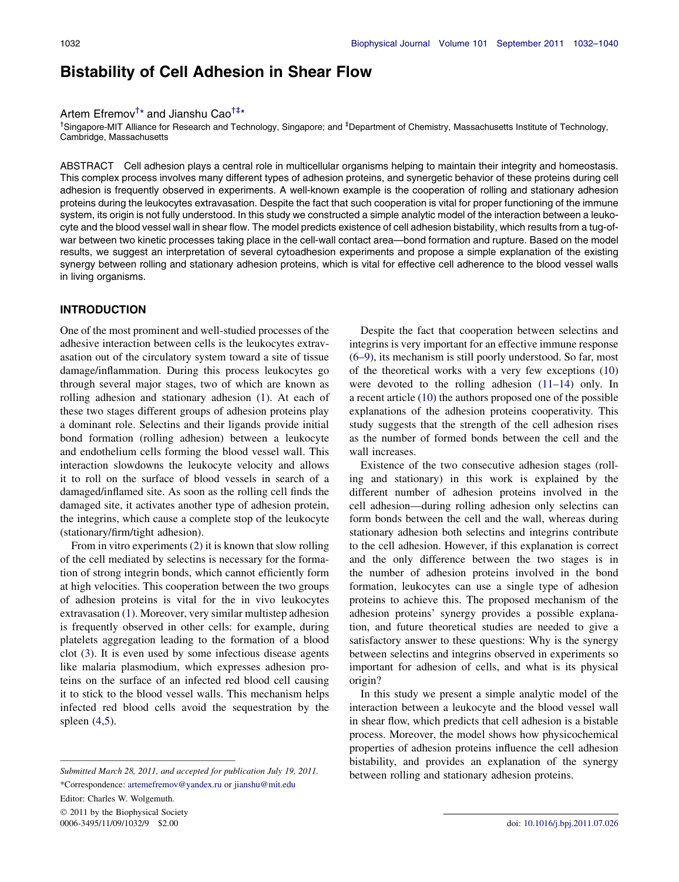# Bistability of Cell Adhesion in Shear Flow

Artem Efremov[†*] and Jianshu Cao[†‡*]

[†]Singapore-MIT Alliance for Research and Technology, Singapore; and [‡]Department of Chemistry, Massachusetts Institute of Technology, Cambridge, Massachusetts

ABSTRACT Cell adhesion plays a central role in multicellular organisms helping to maintain their integrity and homeostasis. This complex process involves many different types of adhesion proteins, and synergetic behavior of these proteins during cell adhesion is frequently observed in experiments. A well-known example is the cooperation of rolling and stationary adhesion proteins during the leukocytes extravasation. Despite the fact that such cooperation is vital for proper functioning of the immune system, its origin is not fully understood. In this study we constructed a simple analytic model of the interaction between a leukocyte and the blood vessel wall in shear flow. The model predicts existence of cell adhesion bistability, which results from a tug-of-war between two kinetic processes taking place in the cell-wall contact area—bond formation and rupture. Based on the model results, we suggest an interpretation of several cytoadhesion experiments and propose a simple explanation of the existing synergy between rolling and stationary adhesion proteins, which is vital for effective cell adherence to the blood vessel walls in living organisms.

## INTRODUCTION

One of the most prominent and well-studied processes of the adhesive interaction between cells is the leukocytes extravasation out of the circulatory system toward a site of tissue damage/inflammation. During this process leukocytes go through several major stages, two of which are known as rolling adhesion and stationary adhesion (1). At each of these two stages different groups of adhesion proteins play a dominant role. Selectins and their ligands provide initial bond formation (rolling adhesion) between a leukocyte and endothelium cells forming the blood vessel wall. This interaction slowdowns the leukocyte velocity and allows it to roll on the surface of blood vessels in search of a damaged/inflamed site. As soon as the rolling cell finds the damaged site, it activates another type of adhesion protein, the integrins, which cause a complete stop of the leukocyte (stationary/firm/tight adhesion).

From in vitro experiments (2) it is known that slow rolling of the cell mediated by selectins is necessary for the formation of strong integrin bonds, which cannot efficiently form at high velocities. This cooperation between the two groups of adhesion proteins is vital for the in vivo leukocytes extravasation (1). Moreover, very similar multistep adhesion is frequently observed in other cells: for example, during platelets aggregation leading to the formation of a blood clot (3). It is even used by some infectious disease agents like malaria plasmodium, which expresses adhesion proteins on the surface of an infected red blood cell causing it to stick to the blood vessel walls. This mechanism helps infected red blood cells avoid the sequestration by the spleen (4,5).

Despite the fact that cooperation between selectins and integrins is very important for an effective immune response (6–9), its mechanism is still poorly understood. So far, most of the theoretical works with a very few exceptions (10) were devoted to the rolling adhesion (11–14) only. In a recent article (10) the authors proposed one of the possible explanations of the adhesion proteins cooperativity. This study suggests that the strength of the cell adhesion rises as the number of formed bonds between the cell and the wall increases.

Existence of the two consecutive adhesion stages (rolling and stationary) in this work is explained by the different number of adhesion proteins involved in the cell adhesion—during rolling adhesion only selectins can form bonds between the cell and the wall, whereas during stationary adhesion both selectins and integrins contribute to the cell adhesion. However, if this explanation is correct and the only difference between the two stages is in the number of adhesion proteins involved in the bond formation, leukocytes can use a single type of adhesion proteins to achieve this. The proposed mechanism of the adhesion proteins' synergy provides a possible explanation, and future theoretical studies are needed to give a satisfactory answer to these questions: Why is the synergy between selectins and integrins observed in experiments so important for adhesion of cells, and what is its physical origin?

In this study we present a simple analytic model of the interaction between a leukocyte and the blood vessel wall in shear flow, which predicts that cell adhesion is a bistable process. Moreover, the model shows how physicochemical properties of adhesion proteins influence the cell adhesion bistability, and provides an explanation of the synergy between rolling and stationary adhesion proteins.

Submitted March 28, 2011, and accepted for publication July 19, 2011.

*Correspondence: artemefremov@yandex.ru or jianshu@mit.edu

Editor: Charles W. Wolgemuth.

© 2011 by the Biophysical Society

0006-3495/11/09/1032/9 $2.00

doi: 10.1016/j.bpj.2011.07.026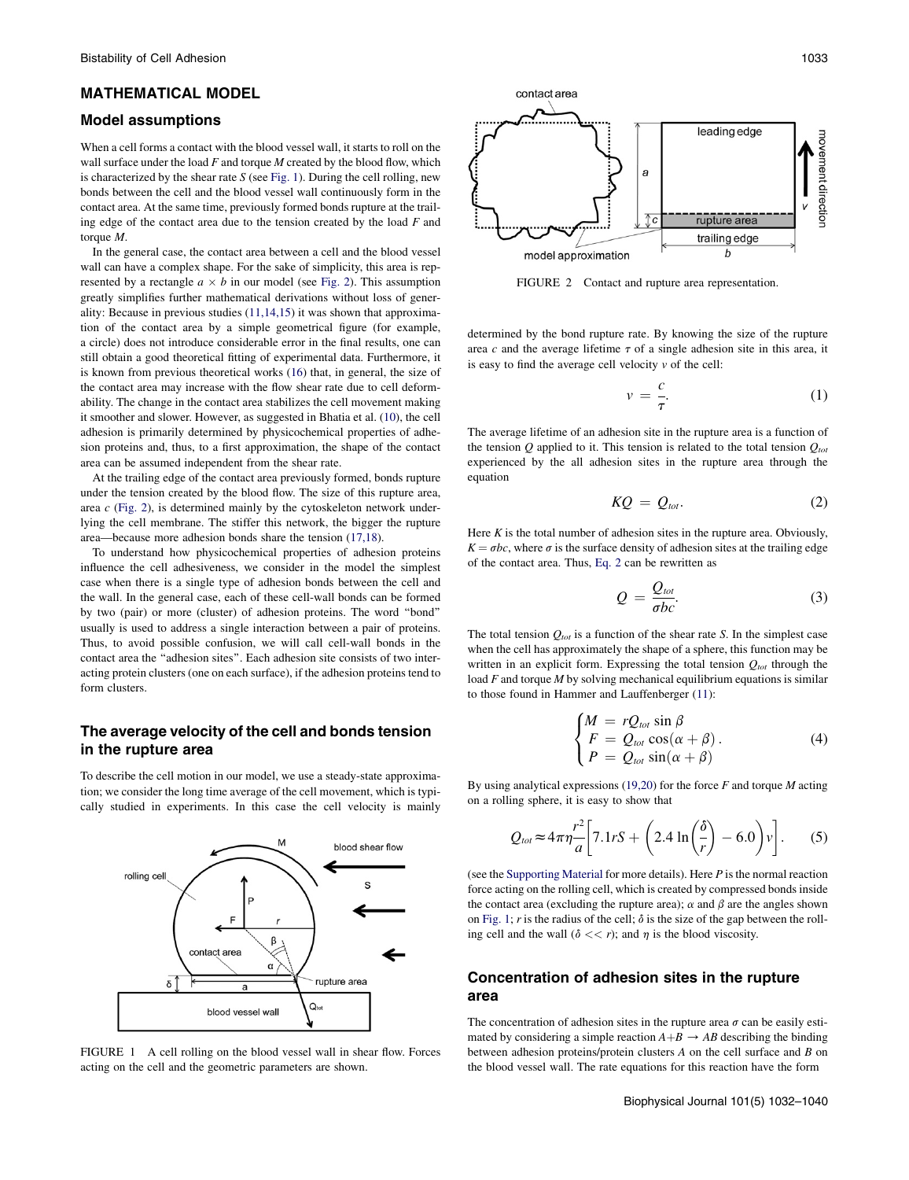## MATHEMATICAL MODEL

### Model assumptions

When a cell forms a contact with the blood vessel wall, it starts to roll on the wall surface under the load $F$ and torque $M$ created by the blood flow, which is characterized by the shear rate $S$ (see Fig. 1). During the cell rolling, new bonds between the cell and the blood vessel wall continuously form in the contact area. At the same time, previously formed bonds rupture at the trailing edge of the contact area due to the tension created by the load $F$ and torque $M$.

In the general case, the contact area between a cell and the blood vessel wall can have a complex shape. For the sake of simplicity, this area is represented by a rectangle $a \times b$ in our model (see Fig. 2). This assumption greatly simplifies further mathematical derivations without loss of generality: Because in previous studies (11,14,15) it was shown that approximation of the contact area by a simple geometrical figure (for example, a circle) does not introduce considerable error in the final results, one can still obtain a good theoretical fitting of experimental data. Furthermore, it is known from previous theoretical works (16) that, in general, the size of the contact area may increase with the flow shear rate due to cell deformability. The change in the contact area stabilizes the cell movement making it smoother and slower. However, as suggested in Bhatia et al. (10), the cell adhesion is primarily determined by physicochemical properties of adhesion proteins and, thus, to a first approximation, the shape of the contact area can be assumed independent from the shear rate.

At the trailing edge of the contact area previously formed, bonds rupture under the tension created by the blood flow. The size of this rupture area, area $c$ (Fig. 2), is determined mainly by the cytoskeleton network underlying the cell membrane. The stiffer this network, the bigger the rupture area—because more adhesion bonds share the tension (17,18).

To understand how physicochemical properties of adhesion proteins influence the cell adhesiveness, we consider in the model the simplest case when there is a single type of adhesion bonds between the cell and the wall. In the general case, each of these cell-wall bonds can be formed by two (pair) or more (cluster) of adhesion proteins. The word "bond" usually is used to address a single interaction between a pair of proteins. Thus, to avoid possible confusion, we will call cell-wall bonds in the contact area the "adhesion sites". Each adhesion site consists of two interacting protein clusters (one on each surface), if the adhesion proteins tend to form clusters.

### The average velocity of the cell and bonds tension in the rupture area

To describe the cell motion in our model, we use a steady-state approximation; we consider the long time average of the cell movement, which is typically studied in experiments. In this case the cell velocity is mainly determined by the bond rupture rate. By knowing the size of the rupture area $c$ and the average lifetime $\tau$ of a single adhesion site in this area, it is easy to find the average cell velocity $v$ of the cell:

$$v = \frac{c}{\tau}. \tag{1}$$

The average lifetime of an adhesion site in the rupture area is a function of the tension $Q$ applied to it. This tension is related to the total tension $Q_{tot}$ experienced by the all adhesion sites in the rupture area through the equation

$$KQ = Q_{tot}. \tag{2}$$

Here $K$ is the total number of adhesion sites in the rupture area. Obviously, $K = \sigma bc$, where $\sigma$ is the surface density of adhesion sites at the trailing edge of the contact area. Thus, Eq. 2 can be rewritten as

$$Q = \frac{Q_{tot}}{\sigma bc}. \tag{3}$$

The total tension $Q_{tot}$ is a function of the shear rate $S$. In the simplest case when the cell has approximately the shape of a sphere, this function may be written in an explicit form. Expressing the total tension $Q_{tot}$ through the load $F$ and torque $M$ by solving mechanical equilibrium equations is similar to those found in Hammer and Lauffenberger (11):

$$\begin{cases} M = rQ_{tot} \sin \beta \\ F = Q_{tot} \cos(\alpha + \beta) \\ P = Q_{tot} \sin(\alpha + \beta) \end{cases}. \tag{4}$$

By using analytical expressions (19,20) for the force $F$ and torque $M$ acting on a rolling sphere, it is easy to show that

$$Q_{tot} \approx 4\pi\eta \frac{r^2}{a}\left[7.1rS + \left(2.4 \ln\left(\frac{\delta}{r}\right) - 6.0\right)v\right]. \tag{5}$$

(see the Supporting Material for more details). Here $P$ is the normal reaction force acting on the rolling cell, which is created by compressed bonds inside the contact area (excluding the rupture area); $\alpha$ and $\beta$ are the angles shown on Fig. 1; $r$ is the radius of the cell; $\delta$ is the size of the gap between the rolling cell and the wall ($\delta << r$); and $\eta$ is the blood viscosity.

### Concentration of adhesion sites in the rupture area

The concentration of adhesion sites in the rupture area $\sigma$ can be easily estimated by considering a simple reaction $A + B \rightarrow AB$ describing the binding between adhesion proteins/protein clusters $A$ on the cell surface and $B$ on the blood vessel wall. The rate equations for this reaction have the form

M
blood shear flow
rolling cell
S
P
F
r
β
contact area
α
δ
a
rupture area
blood vessel wall
$Q_{tot}$

FIGURE 1 A cell rolling on the blood vessel wall in shear flow. Forces acting on the cell and the geometric parameters are shown.

contact area
leading edge
movement direction
a
v
c
rupture area
trailing edge
model approximation
b

FIGURE 2 Contact and rupture area representation.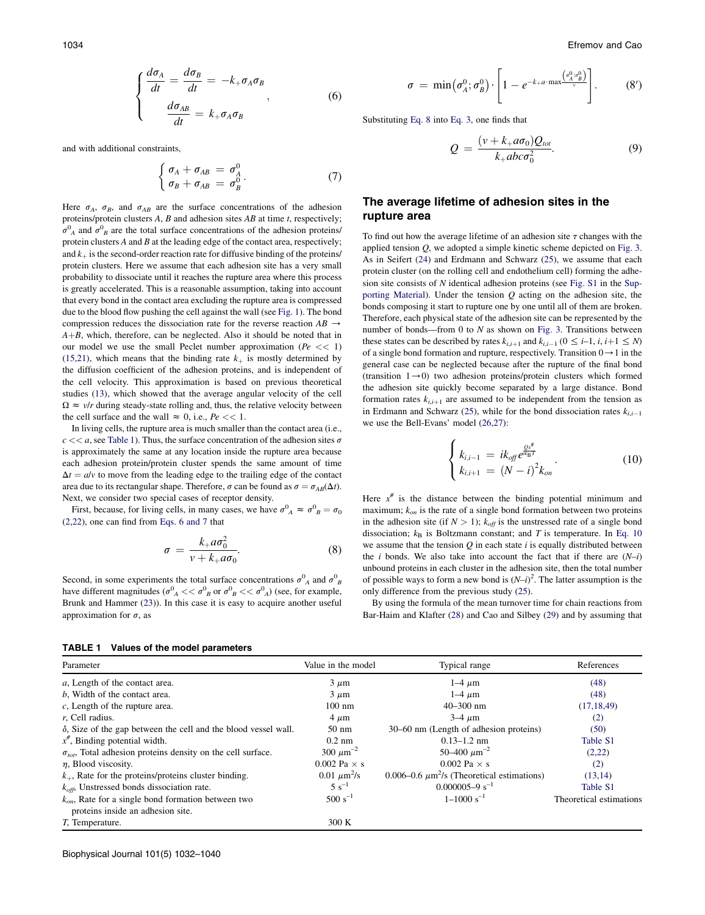$$
\begin{cases} \dfrac{d\sigma_A}{dt} = \dfrac{d\sigma_B}{dt} = -k_+\sigma_A\sigma_B \\ \dfrac{d\sigma_{AB}}{dt} = k_+\sigma_A\sigma_B \end{cases}, \tag{6}
$$

and with additional constraints,

$$
\begin{cases} \sigma_A + \sigma_{AB} = \sigma_A^0 \\ \sigma_B + \sigma_{AB} = \sigma_B^0 \end{cases}. \tag{7}
$$

Here $\sigma_A$, $\sigma_B$, and $\sigma_{AB}$ are the surface concentrations of the adhesion proteins/protein clusters $A$, $B$ and adhesion sites $AB$ at time $t$, respectively; $\sigma^0_A$ and $\sigma^0_B$ are the total surface concentrations of the adhesion proteins/protein clusters $A$ and $B$ at the leading edge of the contact area, respectively; and $k_+$ is the second-order reaction rate for diffusive binding of the proteins/protein clusters. Here we assume that each adhesion site has a very small probability to dissociate until it reaches the rupture area where this process is greatly accelerated. This is a reasonable assumption, taking into account that every bond in the contact area excluding the rupture area is compressed due to the blood flow pushing the cell against the wall (see Fig. 1). The bond compression reduces the dissociation rate for the reverse reaction $AB \rightarrow A+B$, which, therefore, can be neglected. Also it should be noted that in our model we use the small Peclet number approximation ($Pe << 1$) (15,21), which means that the binding rate $k_+$ is mostly determined by the diffusion coefficient of the adhesion proteins, and is independent of the cell velocity. This approximation is based on previous theoretical studies (13), which showed that the average angular velocity of the cell $\Omega \approx v/r$ during steady-state rolling and, thus, the relative velocity between the cell surface and the wall $\approx 0$, i.e., $Pe << 1$.

In living cells, the rupture area is much smaller than the contact area (i.e., $c << a$, see Table 1). Thus, the surface concentration of the adhesion sites $\sigma$ is approximately the same at any location inside the rupture area because each adhesion protein/protein cluster spends the same amount of time $\Delta t = a/v$ to move from the leading edge to the trailing edge of the contact area due to its rectangular shape. Therefore, $\sigma$ can be found as $\sigma = \sigma_{AB}(\Delta t)$. Next, we consider two special cases of receptor density.

First, because, for living cells, in many cases, we have $\sigma^0_A \approx \sigma^0_B = \sigma_0$ (2,22), one can find from Eqs. 6 and 7 that

$$
\sigma = \frac{k_+ a\sigma_0^2}{v + k_+ a\sigma_0}. \tag{8}
$$

Second, in some experiments the total surface concentrations $\sigma^0_A$ and $\sigma^0_B$ have different magnitudes ($\sigma^0_A << \sigma^0_B$ or $\sigma^0_B << \sigma^0_A$) (see, for example, Brunk and Hammer (23)). In this case it is easy to acquire another useful approximation for $\sigma$, as

$$
\sigma = \min\left(\sigma_A^0;\sigma_B^0\right)\cdot\left[1 - e^{-k_+ a\cdot\frac{\max\left(\sigma_A^0;\sigma_B^0\right)}{v}}\right]. \tag{8'}
$$

Substituting Eq. 8 into Eq. 3, one finds that

$$
Q = \frac{(v + k_+ a\sigma_0)Q_{tot}}{k_+ abc\sigma_0^2}. \tag{9}
$$

## The average lifetime of adhesion sites in the rupture area

To find out how the average lifetime of an adhesion site $\tau$ changes with the applied tension $Q$, we adopted a simple kinetic scheme depicted on Fig. 3. As in Seifert (24) and Erdmann and Schwarz (25), we assume that each protein cluster (on the rolling cell and endothelium cell) forming the adhesion site consists of $N$ identical adhesion proteins (see Fig. S1 in the Supporting Material). Under the tension $Q$ acting on the adhesion site, the bonds composing it start to rupture one by one until all of them are broken. Therefore, each physical state of the adhesion site can be represented by the number of bonds—from 0 to $N$ as shown on Fig. 3. Transitions between these states can be described by rates $k_{i,i+1}$ and $k_{i,i-1}$ ($0 \le i{-}1, i, i{+}1 \le N$) of a single bond formation and rupture, respectively. Transition $0 \rightarrow 1$ in the general case can be neglected because after the rupture of the final bond (transition $1 \rightarrow 0$) two adhesion proteins/protein clusters which formed the adhesion site quickly become separated by a large distance. Bond formation rates $k_{i,i+1}$ are assumed to be independent from the tension as in Erdmann and Schwarz (25), while for the bond dissociation rates $k_{i,i-1}$ we use the Bell-Evans' model (26,27):

$$
\begin{cases} k_{i,i-1} = ik_{off}e^{\frac{Qx^\#}{ik_BT}} \\ k_{i,i+1} = (N-i)^2 k_{on} \end{cases}. \tag{10}
$$

Here $x^\#$ is the distance between the binding potential minimum and maximum; $k_{on}$ is the rate of a single bond formation between two proteins in the adhesion site (if $N > 1$); $k_{off}$ is the unstressed rate of a single bond dissociation; $k_B$ is Boltzmann constant; and $T$ is temperature. In Eq. 10 we assume that the tension $Q$ in each state $i$ is equally distributed between the $i$ bonds. We also take into account the fact that if there are ($N$–$i$) unbound proteins in each cluster in the adhesion site, then the total number of possible ways to form a new bond is $(N\text{–}i)^2$. The latter assumption is the only difference from the previous study (25).

By using the formula of the mean turnover time for chain reactions from Bar-Haim and Klafter (28) and Cao and Silbey (29) and by assuming that

**TABLE 1 Values of the model parameters**

| Parameter | Value in the model | Typical range | References |
|---|---|---|---|
| $a$, Length of the contact area. | 3 $\mu$m | 1–4 $\mu$m | (48) |
| $b$, Width of the contact area. | 3 $\mu$m | 1–4 $\mu$m | (48) |
| $c$, Length of the rupture area. | 100 nm | 40–300 nm | (17,18,49) |
| $r$, Cell radius. | 4 $\mu$m | 3–4 $\mu$m | (2) |
| $\delta$, Size of the gap between the cell and the blood vessel wall. | 50 nm | 30–60 nm (Length of adhesion proteins) | (50) |
| $x^\#$, Binding potential width. | 0.2 nm | 0.13–1.2 nm | Table S1 |
| $\sigma_{tot}$, Total adhesion proteins density on the cell surface. | 300 $\mu$m$^{-2}$ | 50–400 $\mu$m$^{-2}$ | (2,22) |
| $\eta$, Blood viscosity. | 0.002 Pa $\times$ s | 0.002 Pa $\times$ s | (2) |
| $k_+$, Rate for the proteins/proteins cluster binding. | 0.01 $\mu$m$^2$/s | 0.006–0.6 $\mu$m$^2$/s (Theoretical estimations) | (13,14) |
| $k_{off}$, Unstressed bonds dissociation rate. | 5 s$^{-1}$ | 0.000005–9 s$^{-1}$ | Table S1 |
| $k_{on}$, Rate for a single bond formation between two proteins inside an adhesion site. | 500 s$^{-1}$ | 1–1000 s$^{-1}$ | Theoretical estimations |
| $T$, Temperature. | 300 K | | |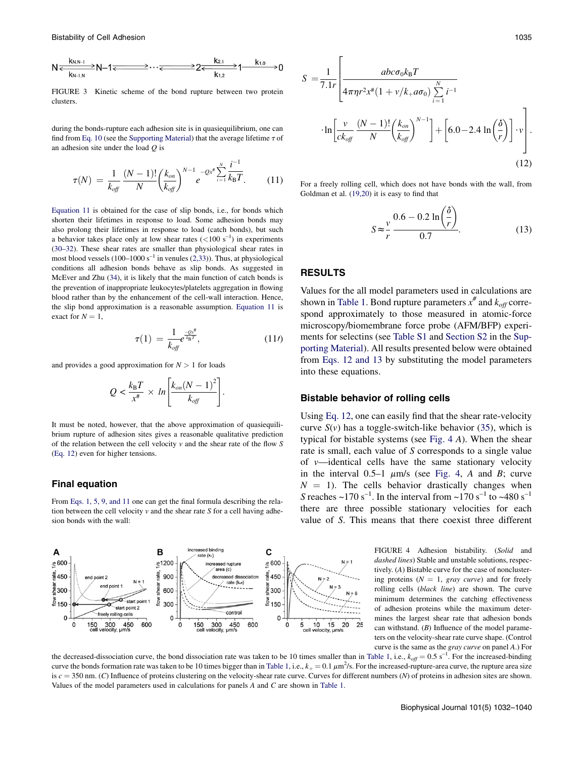$$N \underset{k_{N-1,N}}{\overset{k_{N,N-1}}{\rightleftarrows}} N-1 \rightleftarrows \cdots \rightleftarrows 2 \underset{k_{1,2}}{\overset{k_{2,1}}{\rightleftarrows}} 1 \xrightarrow{k_{1,0}} 0$$

FIGURE 3 Kinetic scheme of the bond rupture between two protein clusters.

during the bonds-rupture each adhesion site is in quasiequilibrium, one can find from Eq. 10 (see the Supporting Material) that the average lifetime $\tau$ of an adhesion site under the load $Q$ is

$$\tau(N) = \frac{1}{k_{off}} \frac{(N-1)!}{N} \left(\frac{k_{on}}{k_{off}}\right)^{N-1} e^{-Qx^{\#} \sum_{i=1}^{N} \frac{i^{-1}}{k_B T}}. \tag{11}$$

Equation 11 is obtained for the case of slip bonds, i.e., for bonds which shorten their lifetimes in response to load. Some adhesion bonds may also prolong their lifetimes in response to load (catch bonds), but such a behavior takes place only at low shear rates ($<100\ s^{-1}$) in experiments (30–32). These shear rates are smaller than physiological shear rates in most blood vessels (100–1000 $s^{-1}$ in venules (2,33)). Thus, at physiological conditions all adhesion bonds behave as slip bonds. As suggested in McEver and Zhu (34), it is likely that the main function of catch bonds is the prevention of inappropriate leukocytes/platelets aggregation in flowing blood rather than by the enhancement of the cell-wall interaction. Hence, the slip bond approximation is a reasonable assumption. Equation 11 is exact for $N = 1$,

$$\tau(1) = \frac{1}{k_{off}} e^{\frac{-Qx^{\#}}{k_B T}}, \tag{11′}$$

and provides a good approximation for $N > 1$ for loads

$$Q < \frac{k_B T}{x^{\#}} \times ln\left[\frac{k_{on}(N-1)^2}{k_{off}}\right].$$

It must be noted, however, that the above approximation of quasiequilibrium rupture of adhesion sites gives a reasonable qualitative prediction of the relation between the cell velocity $v$ and the shear rate of the flow $S$ (Eq. 12) even for higher tensions.

### Final equation

From Eqs. 1, 5, 9, and 11 one can get the final formula describing the relation between the cell velocity $v$ and the shear rate $S$ for a cell having adhesion bonds with the wall:

$$S = \frac{1}{7.1r}\left[\frac{abc\sigma_0 k_B T}{4\pi\eta r^2 x^{\#}(1 + v/k_+ a\sigma_0)\sum_{i=1}^{N} i^{-1}} \cdot \ln\left[\frac{v}{ck_{off}}\frac{(N-1)!}{N}\left(\frac{k_{on}}{k_{off}}\right)^{N-1}\right] + \left[6.0 - 2.4\ln\left(\frac{\delta}{r}\right)\right]\cdot v\right]. \tag{12}$$

For a freely rolling cell, which does not have bonds with the wall, from Goldman et al. (19,20) it is easy to find that

$$S \approx \frac{v}{r}\frac{0.6 - 0.2\ln\left(\frac{\delta}{r}\right)}{0.7}. \tag{13}$$

## RESULTS

Values for the all model parameters used in calculations are shown in Table 1. Bond rupture parameters $x^{\#}$ and $k_{off}$ correspond approximately to those measured in atomic-force microscopy/biomembrane force probe (AFM/BFP) experiments for selectins (see Table S1 and Section S2 in the Supporting Material). All results presented below were obtained from Eqs. 12 and 13 by substituting the model parameters into these equations.

### Bistable behavior of rolling cells

Using Eq. 12, one can easily find that the shear rate-velocity curve $S(v)$ has a toggle-switch-like behavior (35), which is typical for bistable systems (see Fig. 4 *A*). When the shear rate is small, each value of $S$ corresponds to a single value of $v$—identical cells have the same stationary velocity in the interval 0.5–1 $\mu$m/s (see Fig. 4, *A* and *B*; curve $N = 1$). The cells behavior drastically changes when $S$ reaches ~170 $s^{-1}$. In the interval from ~170 $s^{-1}$ to ~480 $s^{-1}$ there are three possible stationary velocities for each value of $S$. This means that there coexist three different

A
flow shear rate, 1/s
600
450
300
150
0
0 150 300 450 600
cell velocity, µm/s
end point 2
end point 1
N = 1
start point 1
start point 2
freely rolling cells

B
flow shear rate, 1/s
1200
900
600
300
0
0 150 300 450 600
cell velocity, µm/s
increased binding rate (k+)
increased rupture area (c)
decreased dissociation rate (koff)
control

C
flow shear rate, 1/s
600
450
300
150
0
0 5 10 15 20 25
cell velocity, µm/s
N = 1
N = 2
N = 3
N = 6

FIGURE 4 Adhesion bistability. (*Solid* and *dashed lines*) Stable and unstable solutions, respectively. (*A*) Bistable curve for the case of nonclustering proteins ($N = 1$, *gray curve*) and for freely rolling cells (*black line*) are shown. The curve minimum determines the catching effectiveness of adhesion proteins while the maximum determines the largest shear rate that adhesion bonds can withstand. (*B*) Influence of the model parameters on the velocity-shear rate curve shape. (Control curve is the same as the *gray curve* on panel *A*.) For the decreased-dissociation curve, the bond dissociation rate was taken to be 10 times smaller than in Table 1, i.e., $k_{off} = 0.5\ s^{-1}$. For the increased-binding curve the bonds formation rate was taken to be 10 times bigger than in Table 1, i.e., $k_+ = 0.1\ \mu m^2/s$. For the increased-rupture-area curve, the rupture area size is $c = 350$ nm. (*C*) Influence of proteins clustering on the velocity-shear rate curve. Curves for different numbers ($N$) of proteins in adhesion sites are shown. Values of the model parameters used in calculations for panels *A* and *C* are shown in Table 1.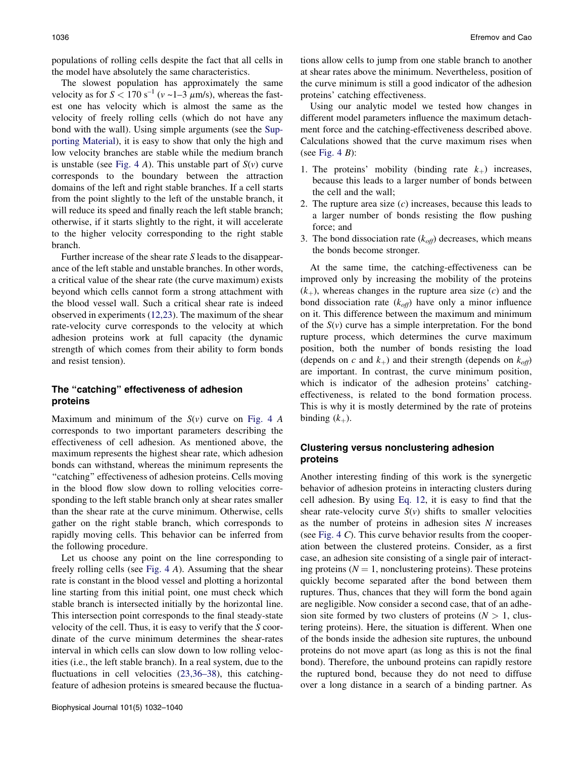populations of rolling cells despite the fact that all cells in the model have absolutely the same characteristics.

The slowest population has approximately the same velocity as for $S < 170\ s^{-1}$ ($v$ ~1–3 $\mu$m/s), whereas the fastest one has velocity which is almost the same as the velocity of freely rolling cells (which do not have any bond with the wall). Using simple arguments (see the Supporting Material), it is easy to show that only the high and low velocity branches are stable while the medium branch is unstable (see Fig. 4 *A*). This unstable part of $S(v)$ curve corresponds to the boundary between the attraction domains of the left and right stable branches. If a cell starts from the point slightly to the left of the unstable branch, it will reduce its speed and finally reach the left stable branch; otherwise, if it starts slightly to the right, it will accelerate to the higher velocity corresponding to the right stable branch.

Further increase of the shear rate $S$ leads to the disappearance of the left stable and unstable branches. In other words, a critical value of the shear rate (the curve maximum) exists beyond which cells cannot form a strong attachment with the blood vessel wall. Such a critical shear rate is indeed observed in experiments (12,23). The maximum of the shear rate-velocity curve corresponds to the velocity at which adhesion proteins work at full capacity (the dynamic strength of which comes from their ability to form bonds and resist tension).

## The "catching" effectiveness of adhesion proteins

Maximum and minimum of the $S(v)$ curve on Fig. 4 *A* corresponds to two important parameters describing the effectiveness of cell adhesion. As mentioned above, the maximum represents the highest shear rate, which adhesion bonds can withstand, whereas the minimum represents the "catching" effectiveness of adhesion proteins. Cells moving in the blood flow slow down to rolling velocities corresponding to the left stable branch only at shear rates smaller than the shear rate at the curve minimum. Otherwise, cells gather on the right stable branch, which corresponds to rapidly moving cells. This behavior can be inferred from the following procedure.

Let us choose any point on the line corresponding to freely rolling cells (see Fig. 4 *A*). Assuming that the shear rate is constant in the blood vessel and plotting a horizontal line starting from this initial point, one must check which stable branch is intersected initially by the horizontal line. This intersection point corresponds to the final steady-state velocity of the cell. Thus, it is easy to verify that the $S$ coordinate of the curve minimum determines the shear-rates interval in which cells can slow down to low rolling velocities (i.e., the left stable branch). In a real system, due to the fluctuations in cell velocities (23,36–38), this catching-feature of adhesion proteins is smeared because the fluctuations allow cells to jump from one stable branch to another at shear rates above the minimum. Nevertheless, position of the curve minimum is still a good indicator of the adhesion proteins' catching effectiveness.

Using our analytic model we tested how changes in different model parameters influence the maximum detachment force and the catching-effectiveness described above. Calculations showed that the curve maximum rises when (see Fig. 4 *B*):

1. The proteins' mobility (binding rate $k_+$) increases, because this leads to a larger number of bonds between the cell and the wall;
2. The rupture area size ($c$) increases, because this leads to a larger number of bonds resisting the flow pushing force; and
3. The bond dissociation rate ($k_{off}$) decreases, which means the bonds become stronger.

At the same time, the catching-effectiveness can be improved only by increasing the mobility of the proteins ($k_+$), whereas changes in the rupture area size ($c$) and the bond dissociation rate ($k_{off}$) have only a minor influence on it. This difference between the maximum and minimum of the $S(v)$ curve has a simple interpretation. For the bond rupture process, which determines the curve maximum position, both the number of bonds resisting the load (depends on $c$ and $k_+$) and their strength (depends on $k_{off}$) are important. In contrast, the curve minimum position, which is indicator of the adhesion proteins' catching-effectiveness, is related to the bond formation process. This is why it is mostly determined by the rate of proteins binding ($k_+$).

## Clustering versus nonclustering adhesion proteins

Another interesting finding of this work is the synergetic behavior of adhesion proteins in interacting clusters during cell adhesion. By using Eq. 12, it is easy to find that the shear rate-velocity curve $S(v)$ shifts to smaller velocities as the number of proteins in adhesion sites $N$ increases (see Fig. 4 *C*). This curve behavior results from the cooperation between the clustered proteins. Consider, as a first case, an adhesion site consisting of a single pair of interacting proteins ($N = 1$, nonclustering proteins). These proteins quickly become separated after the bond between them ruptures. Thus, chances that they will form the bond again are negligible. Now consider a second case, that of an adhesion site formed by two clusters of proteins ($N > 1$, clustering proteins). Here, the situation is different. When one of the bonds inside the adhesion site ruptures, the unbound proteins do not move apart (as long as this is not the final bond). Therefore, the unbound proteins can rapidly restore the ruptured bond, because they do not need to diffuse over a long distance in a search of a binding partner. As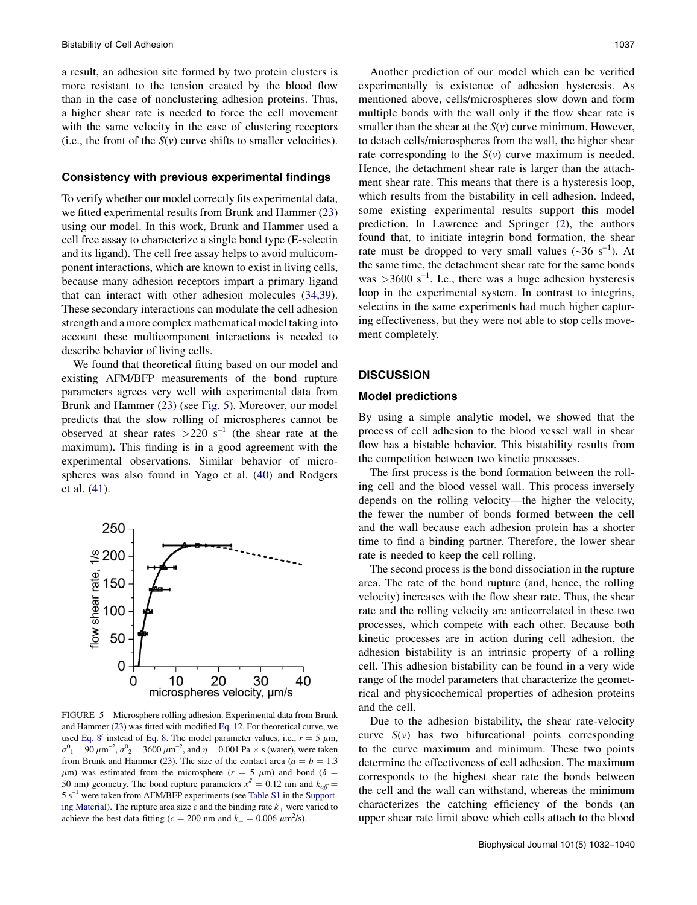a result, an adhesion site formed by two protein clusters is more resistant to the tension created by the blood flow than in the case of nonclustering adhesion proteins. Thus, a higher shear rate is needed to force the cell movement with the same velocity in the case of clustering receptors (i.e., the front of the $S(v)$ curve shifts to smaller velocities).

### Consistency with previous experimental findings

To verify whether our model correctly fits experimental data, we fitted experimental results from Brunk and Hammer (23) using our model. In this work, Brunk and Hammer used a cell free assay to characterize a single bond type (E-selectin and its ligand). The cell free assay helps to avoid multicomponent interactions, which are known to exist in living cells, because many adhesion receptors impart a primary ligand that can interact with other adhesion molecules (34,39). These secondary interactions can modulate the cell adhesion strength and a more complex mathematical model taking into account these multicomponent interactions is needed to describe behavior of living cells.

We found that theoretical fitting based on our model and existing AFM/BFP measurements of the bond rupture parameters agrees very well with experimental data from Brunk and Hammer (23) (see Fig. 5). Moreover, our model predicts that the slow rolling of microspheres cannot be observed at shear rates $>220\ s^{-1}$ (the shear rate at the maximum). This finding is in a good agreement with the experimental observations. Similar behavior of microspheres was also found in Yago et al. (40) and Rodgers et al. (41).

250
200
150
100
50
0
flow shear rate, 1/s
0
10
20
30
40
microspheres velocity, μm/s

FIGURE 5 Microsphere rolling adhesion. Experimental data from Brunk and Hammer (23) was fitted with modified Eq. 12. For theoretical curve, we used Eq. 8′ instead of Eq. 8. The model parameter values, i.e., $r = 5\ \mu m$, $\sigma^0_1 = 90\ \mu m^{-2}$, $\sigma^0_2 = 3600\ \mu m^{-2}$, and $\eta = 0.001$ Pa × s (water), were taken from Brunk and Hammer (23). The size of the contact area ($a = b = 1.3\ \mu m$) was estimated from the microsphere ($r = 5\ \mu m$) and bond ($\delta = 50$ nm) geometry. The bond rupture parameters $x^{\#} = 0.12$ nm and $k_{off} = 5\ s^{-1}$ were taken from AFM/BFP experiments (see Table S1 in the Supporting Material). The rupture area size $c$ and the binding rate $k_+$ were varied to achieve the best data-fitting ($c = 200$ nm and $k_+ = 0.006\ \mu m^2/s$).

Another prediction of our model which can be verified experimentally is existence of adhesion hysteresis. As mentioned above, cells/microspheres slow down and form multiple bonds with the wall only if the flow shear rate is smaller than the shear at the $S(v)$ curve minimum. However, to detach cells/microspheres from the wall, the higher shear rate corresponding to the $S(v)$ curve maximum is needed. Hence, the detachment shear rate is larger than the attachment shear rate. This means that there is a hysteresis loop, which results from the bistability in cell adhesion. Indeed, some existing experimental results support this model prediction. In Lawrence and Springer (2), the authors found that, to initiate integrin bond formation, the shear rate must be dropped to very small values (~36 $s^{-1}$). At the same time, the detachment shear rate for the same bonds was $>3600\ s^{-1}$. I.e., there was a huge adhesion hysteresis loop in the experimental system. In contrast to integrins, selectins in the same experiments had much higher capturing effectiveness, but they were not able to stop cells movement completely.

## DISCUSSION

### Model predictions

By using a simple analytic model, we showed that the process of cell adhesion to the blood vessel wall in shear flow has a bistable behavior. This bistability results from the competition between two kinetic processes.

The first process is the bond formation between the rolling cell and the blood vessel wall. This process inversely depends on the rolling velocity—the higher the velocity, the fewer the number of bonds formed between the cell and the wall because each adhesion protein has a shorter time to find a binding partner. Therefore, the lower shear rate is needed to keep the cell rolling.

The second process is the bond dissociation in the rupture area. The rate of the bond rupture (and, hence, the rolling velocity) increases with the flow shear rate. Thus, the shear rate and the rolling velocity are anticorrelated in these two processes, which compete with each other. Because both kinetic processes are in action during cell adhesion, the adhesion bistability is an intrinsic property of a rolling cell. This adhesion bistability can be found in a very wide range of the model parameters that characterize the geometrical and physicochemical properties of adhesion proteins and the cell.

Due to the adhesion bistability, the shear rate-velocity curve $S(v)$ has two bifurcational points corresponding to the curve maximum and minimum. These two points determine the effectiveness of cell adhesion. The maximum corresponds to the highest shear rate the bonds between the cell and the wall can withstand, whereas the minimum characterizes the catching efficiency of the bonds (an upper shear rate limit above which cells attach to the blood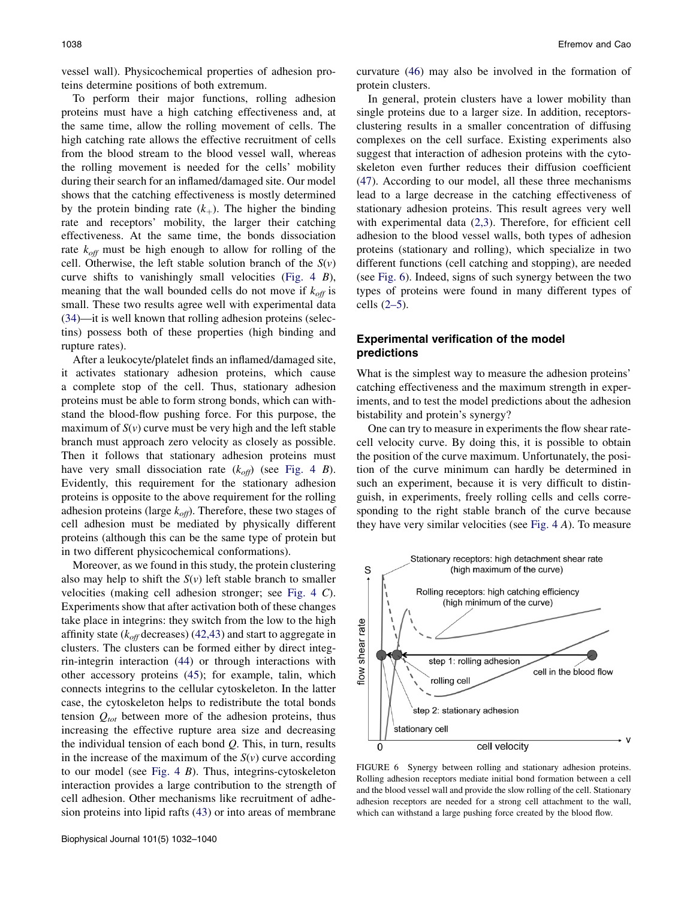vessel wall). Physicochemical properties of adhesion proteins determine positions of both extremum.

To perform their major functions, rolling adhesion proteins must have a high catching effectiveness and, at the same time, allow the rolling movement of cells. The high catching rate allows the effective recruitment of cells from the blood stream to the blood vessel wall, whereas the rolling movement is needed for the cells' mobility during their search for an inflamed/damaged site. Our model shows that the catching effectiveness is mostly determined by the protein binding rate ($k_+$). The higher the binding rate and receptors' mobility, the larger their catching effectiveness. At the same time, the bonds dissociation rate $k_{off}$ must be high enough to allow for rolling of the cell. Otherwise, the left stable solution branch of the $S(v)$ curve shifts to vanishingly small velocities (Fig. 4 *B*), meaning that the wall bounded cells do not move if $k_{off}$ is small. These two results agree well with experimental data (34)—it is well known that rolling adhesion proteins (selectins) possess both of these properties (high binding and rupture rates).

After a leukocyte/platelet finds an inflamed/damaged site, it activates stationary adhesion proteins, which cause a complete stop of the cell. Thus, stationary adhesion proteins must be able to form strong bonds, which can withstand the blood-flow pushing force. For this purpose, the maximum of $S(v)$ curve must be very high and the left stable branch must approach zero velocity as closely as possible. Then it follows that stationary adhesion proteins must have very small dissociation rate ($k_{off}$) (see Fig. 4 *B*). Evidently, this requirement for the stationary adhesion proteins is opposite to the above requirement for the rolling adhesion proteins (large $k_{off}$). Therefore, these two stages of cell adhesion must be mediated by physically different proteins (although this can be the same type of protein but in two different physicochemical conformations).

Moreover, as we found in this study, the protein clustering also may help to shift the $S(v)$ left stable branch to smaller velocities (making cell adhesion stronger; see Fig. 4 *C*). Experiments show that after activation both of these changes take place in integrins: they switch from the low to the high affinity state ($k_{off}$ decreases) (42,43) and start to aggregate in clusters. The clusters can be formed either by direct integrin-integrin interaction (44) or through interactions with other accessory proteins (45); for example, talin, which connects integrins to the cellular cytoskeleton. In the latter case, the cytoskeleton helps to redistribute the total bonds tension $Q_{tot}$ between more of the adhesion proteins, thus increasing the effective rupture area size and decreasing the individual tension of each bond $Q$. This, in turn, results in the increase of the maximum of the $S(v)$ curve according to our model (see Fig. 4 *B*). Thus, integrins-cytoskeleton interaction provides a large contribution to the strength of cell adhesion. Other mechanisms like recruitment of adhesion proteins into lipid rafts (43) or into areas of membrane curvature (46) may also be involved in the formation of protein clusters.

In general, protein clusters have a lower mobility than single proteins due to a larger size. In addition, receptors-clustering results in a smaller concentration of diffusing complexes on the cell surface. Existing experiments also suggest that interaction of adhesion proteins with the cytoskeleton even further reduces their diffusion coefficient (47). According to our model, all these three mechanisms lead to a large decrease in the catching effectiveness of stationary adhesion proteins. This result agrees very well with experimental data (2,3). Therefore, for efficient cell adhesion to the blood vessel walls, both types of adhesion proteins (stationary and rolling), which specialize in two different functions (cell catching and stopping), are needed (see Fig. 6). Indeed, signs of such synergy between the two types of proteins were found in many different types of cells (2–5).

## Experimental verification of the model predictions

What is the simplest way to measure the adhesion proteins' catching effectiveness and the maximum strength in experiments, and to test the model predictions about the adhesion bistability and protein's synergy?

One can try to measure in experiments the flow shear rate-cell velocity curve. By doing this, it is possible to obtain the position of the curve maximum. Unfortunately, the position of the curve minimum can hardly be determined in such an experiment, because it is very difficult to distinguish, in experiments, freely rolling cells and cells corresponding to the right stable branch of the curve because they have very similar velocities (see Fig. 4 *A*). To measure

S
flow shear rate
Stationary receptors: high detachment shear rate (high maximum of the curve)
Rolling receptors: high catching efficiency (high minimum of the curve)
step 1: rolling adhesion
cell in the blood flow
rolling cell
step 2: stationary adhesion
stationary cell
0
cell velocity
v

FIGURE 6 Synergy between rolling and stationary adhesion proteins. Rolling adhesion receptors mediate initial bond formation between a cell and the blood vessel wall and provide the slow rolling of the cell. Stationary adhesion receptors are needed for a strong cell attachment to the wall, which can withstand a large pushing force created by the blood flow.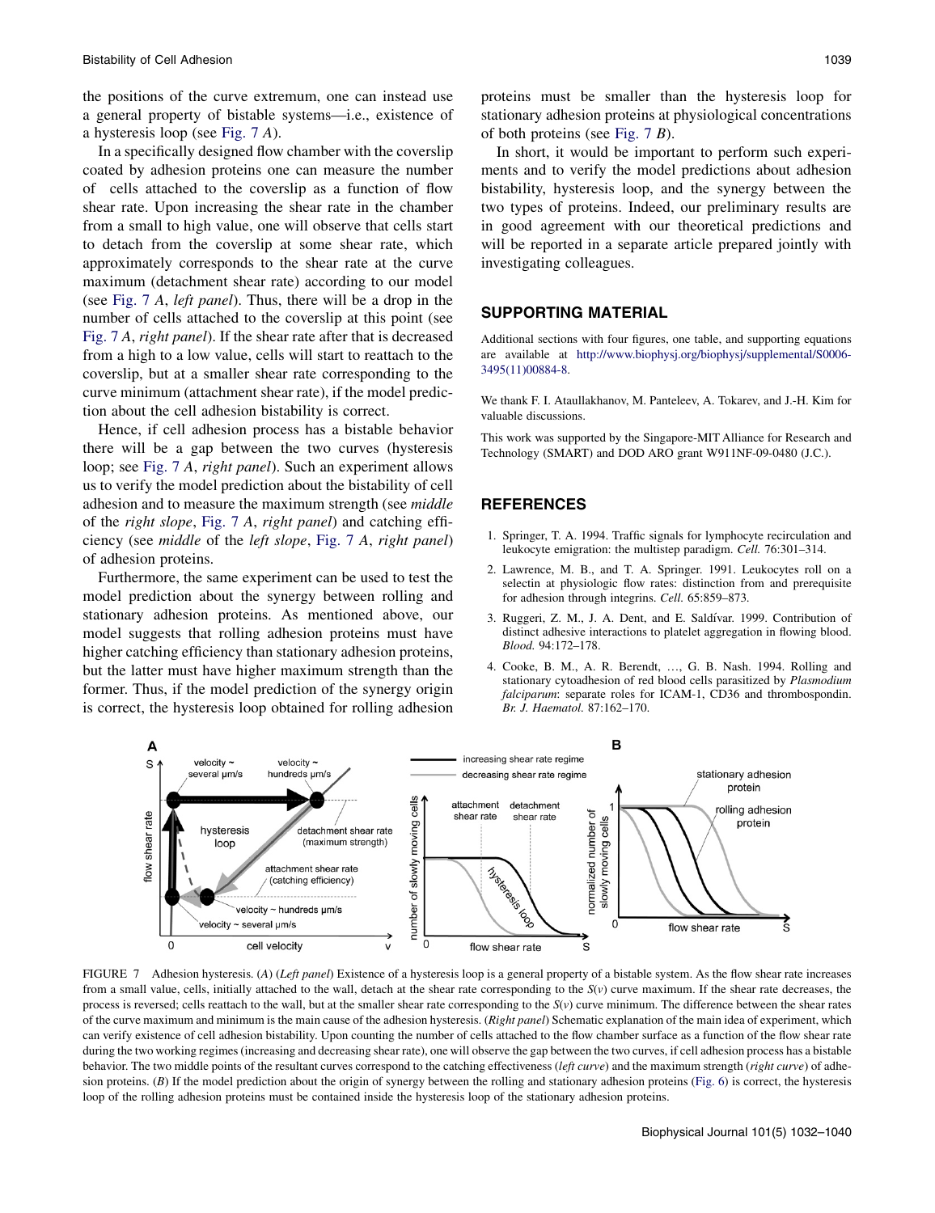the positions of the curve extremum, one can instead use a general property of bistable systems—i.e., existence of a hysteresis loop (see Fig. 7 *A*).

In a specifically designed flow chamber with the coverslip coated by adhesion proteins one can measure the number of cells attached to the coverslip as a function of flow shear rate. Upon increasing the shear rate in the chamber from a small to high value, one will observe that cells start to detach from the coverslip at some shear rate, which approximately corresponds to the shear rate at the curve maximum (detachment shear rate) according to our model (see Fig. 7 *A*, *left panel*). Thus, there will be a drop in the number of cells attached to the coverslip at this point (see Fig. 7 *A*, *right panel*). If the shear rate after that is decreased from a high to a low value, cells will start to reattach to the coverslip, but at a smaller shear rate corresponding to the curve minimum (attachment shear rate), if the model prediction about the cell adhesion bistability is correct.

Hence, if cell adhesion process has a bistable behavior there will be a gap between the two curves (hysteresis loop; see Fig. 7 *A*, *right panel*). Such an experiment allows us to verify the model prediction about the bistability of cell adhesion and to measure the maximum strength (see *middle* of the *right slope*, Fig. 7 *A*, *right panel*) and catching efficiency (see *middle* of the *left slope*, Fig. 7 *A*, *right panel*) of adhesion proteins.

Furthermore, the same experiment can be used to test the model prediction about the synergy between rolling and stationary adhesion proteins. As mentioned above, our model suggests that rolling adhesion proteins must have higher catching efficiency than stationary adhesion proteins, but the latter must have higher maximum strength than the former. Thus, if the model prediction of the synergy origin is correct, the hysteresis loop obtained for rolling adhesion proteins must be smaller than the hysteresis loop for stationary adhesion proteins at physiological concentrations of both proteins (see Fig. 7 *B*).

In short, it would be important to perform such experiments and to verify the model predictions about adhesion bistability, hysteresis loop, and the synergy between the two types of proteins. Indeed, our preliminary results are in good agreement with our theoretical predictions and will be reported in a separate article prepared jointly with investigating colleagues.

## SUPPORTING MATERIAL

Additional sections with four figures, one table, and supporting equations are available at http://www.biophysj.org/biophysj/supplemental/S0006-3495(11)00884-8.

We thank F. I. Ataullakhanov, M. Panteleev, A. Tokarev, and J.-H. Kim for valuable discussions.

This work was supported by the Singapore-MIT Alliance for Research and Technology (SMART) and DOD ARO grant W911NF-09-0480 (J.C.).

## REFERENCES

1. Springer, T. A. 1994. Traffic signals for lymphocyte recirculation and leukocyte emigration: the multistep paradigm. *Cell.* 76:301–314.
2. Lawrence, M. B., and T. A. Springer. 1991. Leukocytes roll on a selectin at physiologic flow rates: distinction from and prerequisite for adhesion through integrins. *Cell.* 65:859–873.
3. Ruggeri, Z. M., J. A. Dent, and E. Saldívar. 1999. Contribution of distinct adhesive interactions to platelet aggregation in flowing blood. *Blood.* 94:172–178.
4. Cooke, B. M., A. R. Berendt, …, G. B. Nash. 1994. Rolling and stationary cytoadhesion of red blood cells parasitized by *Plasmodium falciparum*: separate roles for ICAM-1, CD36 and thrombospondin. *Br. J. Haematol.* 87:162–170.

A

S
velocity ~ several μm/s
velocity ~ hundreds μm/s
flow shear rate
hysteresis loop
detachment shear rate (maximum strength)
attachment shear rate (catching efficiency)
velocity ~ hundreds μm/s
velocity ~ several μm/s
0
cell velocity
v

increasing shear rate regime
decreasing shear rate regime
number of slowly moving cells
attachment shear rate
detachment shear rate
hysteresis loop
0
flow shear rate
S

B

normalized number of slowly moving cells
1
stationary adhesion protein
rolling adhesion protein
0
flow shear rate
S

FIGURE 7 Adhesion hysteresis. (*A*) (*Left panel*) Existence of a hysteresis loop is a general property of a bistable system. As the flow shear rate increases from a small value, cells, initially attached to the wall, detach at the shear rate corresponding to the $S(v)$ curve maximum. If the shear rate decreases, the process is reversed; cells reattach to the wall, but at the smaller shear rate corresponding to the $S(v)$ curve minimum. The difference between the shear rates of the curve maximum and minimum is the main cause of the adhesion hysteresis. (*Right panel*) Schematic explanation of the main idea of experiment, which can verify existence of cell adhesion bistability. Upon counting the number of cells attached to the flow chamber surface as a function of the flow shear rate during the two working regimes (increasing and decreasing shear rate), one will observe the gap between the two curves, if cell adhesion process has a bistable behavior. The two middle points of the resultant curves correspond to the catching effectiveness (*left curve*) and the maximum strength (*right curve*) of adhesion proteins. (*B*) If the model prediction about the origin of synergy between the rolling and stationary adhesion proteins (Fig. 6) is correct, the hysteresis loop of the rolling adhesion proteins must be contained inside the hysteresis loop of the stationary adhesion proteins.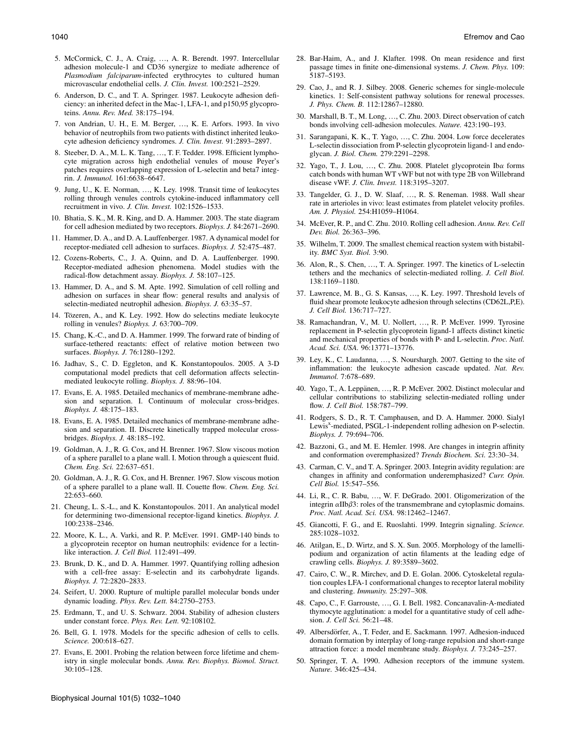5. McCormick, C. J., A. Craig, …, A. R. Berendt. 1997. Intercellular adhesion molecule-1 and CD36 synergize to mediate adherence of *Plasmodium falciparum*-infected erythrocytes to cultured human microvascular endothelial cells. *J. Clin. Invest.* 100:2521–2529.
6. Anderson, D. C., and T. A. Springer. 1987. Leukocyte adhesion deficiency: an inherited defect in the Mac-1, LFA-1, and p150,95 glycoproteins. *Annu. Rev. Med.* 38:175–194.
7. von Andrian, U. H., E. M. Berger, …, K. E. Arfors. 1993. In vivo behavior of neutrophils from two patients with distinct inherited leukocyte adhesion deficiency syndromes. *J. Clin. Invest.* 91:2893–2897.
8. Steeber, D. A., M. L. K. Tang, …, T. F. Tedder. 1998. Efficient lymphocyte migration across high endothelial venules of mouse Peyer's patches requires overlapping expression of L-selectin and beta7 integrin. *J. Immunol.* 161:6638–6647.
9. Jung, U., K. E. Norman, …, K. Ley. 1998. Transit time of leukocytes rolling through venules controls cytokine-induced inflammatory cell recruitment in vivo. *J. Clin. Invest.* 102:1526–1533.
10. Bhatia, S. K., M. R. King, and D. A. Hammer. 2003. The state diagram for cell adhesion mediated by two receptors. *Biophys. J.* 84:2671–2690.
11. Hammer, D. A., and D. A. Lauffenberger. 1987. A dynamical model for receptor-mediated cell adhesion to surfaces. *Biophys. J.* 52:475–487.
12. Cozens-Roberts, C., J. A. Quinn, and D. A. Lauffenberger. 1990. Receptor-mediated adhesion phenomena. Model studies with the radical-flow detachment assay. *Biophys. J.* 58:107–125.
13. Hammer, D. A., and S. M. Apte. 1992. Simulation of cell rolling and adhesion on surfaces in shear flow: general results and analysis of selectin-mediated neutrophil adhesion. *Biophys. J.* 63:35–57.
14. Tözeren, A., and K. Ley. 1992. How do selectins mediate leukocyte rolling in venules? *Biophys. J.* 63:700–709.
15. Chang, K.-C., and D. A. Hammer. 1999. The forward rate of binding of surface-tethered reactants: effect of relative motion between two surfaces. *Biophys. J.* 76:1280–1292.
16. Jadhav, S., C. D. Eggleton, and K. Konstantopoulos. 2005. A 3-D computational model predicts that cell deformation affects selectin-mediated leukocyte rolling. *Biophys. J.* 88:96–104.
17. Evans, E. A. 1985. Detailed mechanics of membrane-membrane adhesion and separation. I. Continuum of molecular cross-bridges. *Biophys. J.* 48:175–183.
18. Evans, E. A. 1985. Detailed mechanics of membrane-membrane adhesion and separation. II. Discrete kinetically trapped molecular cross-bridges. *Biophys. J.* 48:185–192.
19. Goldman, A. J., R. G. Cox, and H. Brenner. 1967. Slow viscous motion of a sphere parallel to a plane wall. I. Motion through a quiescent fluid. *Chem. Eng. Sci.* 22:637–651.
20. Goldman, A. J., R. G. Cox, and H. Brenner. 1967. Slow viscous motion of a sphere parallel to a plane wall. II. Couette flow. *Chem. Eng. Sci.* 22:653–660.
21. Cheung, L. S.-L., and K. Konstantopoulos. 2011. An analytical model for determining two-dimensional receptor-ligand kinetics. *Biophys. J.* 100:2338–2346.
22. Moore, K. L., A. Varki, and R. P. McEver. 1991. GMP-140 binds to a glycoprotein receptor on human neutrophils: evidence for a lectin-like interaction. *J. Cell Biol.* 112:491–499.
23. Brunk, D. K., and D. A. Hammer. 1997. Quantifying rolling adhesion with a cell-free assay: E-selectin and its carbohydrate ligands. *Biophys. J.* 72:2820–2833.
24. Seifert, U. 2000. Rupture of multiple parallel molecular bonds under dynamic loading. *Phys. Rev. Lett.* 84:2750–2753.
25. Erdmann, T., and U. S. Schwarz. 2004. Stability of adhesion clusters under constant force. *Phys. Rev. Lett.* 92:108102.
26. Bell, G. I. 1978. Models for the specific adhesion of cells to cells. *Science.* 200:618–627.
27. Evans, E. 2001. Probing the relation between force lifetime and chemistry in single molecular bonds. *Annu. Rev. Biophys. Biomol. Struct.* 30:105–128.
28. Bar-Haim, A., and J. Klafter. 1998. On mean residence and first passage times in finite one-dimensional systems. *J. Chem. Phys.* 109: 5187–5193.
29. Cao, J., and R. J. Silbey. 2008. Generic schemes for single-molecule kinetics. 1: Self-consistent pathway solutions for renewal processes. *J. Phys. Chem. B.* 112:12867–12880.
30. Marshall, B. T., M. Long, …, C. Zhu. 2003. Direct observation of catch bonds involving cell-adhesion molecules. *Nature.* 423:190–193.
31. Sarangapani, K. K., T. Yago, …, C. Zhu. 2004. Low force decelerates L-selectin dissociation from P-selectin glycoprotein ligand-1 and endoglycan. *J. Biol. Chem.* 279:2291–2298.
32. Yago, T., J. Lou, …, C. Zhu. 2008. Platelet glycoprotein Ib$\alpha$ forms catch bonds with human WT vWF but not with type 2B von Willebrand disease vWF. *J. Clin. Invest.* 118:3195–3207.
33. Tangelder, G. J., D. W. Slaaf, …, R. S. Reneman. 1988. Wall shear rate in arterioles in vivo: least estimates from platelet velocity profiles. *Am. J. Physiol.* 254:H1059–H1064.
34. McEver, R. P., and C. Zhu. 2010. Rolling cell adhesion. *Annu. Rev. Cell Dev. Biol.* 26:363–396.
35. Wilhelm, T. 2009. The smallest chemical reaction system with bistability. *BMC Syst. Biol.* 3:90.
36. Alon, R., S. Chen, …, T. A. Springer. 1997. The kinetics of L-selectin tethers and the mechanics of selectin-mediated rolling. *J. Cell Biol.* 138:1169–1180.
37. Lawrence, M. B., G. S. Kansas, …, K. Ley. 1997. Threshold levels of fluid shear promote leukocyte adhesion through selectins (CD62L,P,E). *J. Cell Biol.* 136:717–727.
38. Ramachandran, V., M. U. Nollert, …, R. P. McEver. 1999. Tyrosine replacement in P-selectin glycoprotein ligand-1 affects distinct kinetic and mechanical properties of bonds with P- and L-selectin. *Proc. Natl. Acad. Sci. USA.* 96:13771–13776.
39. Ley, K., C. Laudanna, …, S. Nourshargh. 2007. Getting to the site of inflammation: the leukocyte adhesion cascade updated. *Nat. Rev. Immunol.* 7:678–689.
40. Yago, T., A. Leppänen, …, R. P. McEver. 2002. Distinct molecular and cellular contributions to stabilizing selectin-mediated rolling under flow. *J. Cell Biol.* 158:787–799.
41. Rodgers, S. D., R. T. Camphausen, and D. A. Hammer. 2000. Sialyl Lewis$^x$-mediated, PSGL-1-independent rolling adhesion on P-selectin. *Biophys. J.* 79:694–706.
42. Bazzoni, G., and M. E. Hemler. 1998. Are changes in integrin affinity and conformation overemphasized? *Trends Biochem. Sci.* 23:30–34.
43. Carman, C. V., and T. A. Springer. 2003. Integrin avidity regulation: are changes in affinity and conformation underemphasized? *Curr. Opin. Cell Biol.* 15:547–556.
44. Li, R., C. R. Babu, …, W. F. DeGrado. 2001. Oligomerization of the integrin $\alpha$IIb$\beta$3: roles of the transmembrane and cytoplasmic domains. *Proc. Natl. Acad. Sci. USA.* 98:12462–12467.
45. Giancotti, F. G., and E. Ruoslahti. 1999. Integrin signaling. *Science.* 285:1028–1032.
46. Atilgan, E., D. Wirtz, and S. X. Sun. 2005. Morphology of the lamellipodium and organization of actin filaments at the leading edge of crawling cells. *Biophys. J.* 89:3589–3602.
47. Cairo, C. W., R. Mirchev, and D. E. Golan. 2006. Cytoskeletal regulation couples LFA-1 conformational changes to receptor lateral mobility and clustering. *Immunity.* 25:297–308.
48. Capo, C., F. Garrouste, …, G. I. Bell. 1982. Concanavalin-A-mediated thymocyte agglutination: a model for a quantitative study of cell adhesion. *J. Cell Sci.* 56:21–48.
49. Albersdörfer, A., T. Feder, and E. Sackmann. 1997. Adhesion-induced domain formation by interplay of long-range repulsion and short-range attraction force: a model membrane study. *Biophys. J.* 73:245–257.
50. Springer, T. A. 1990. Adhesion receptors of the immune system. *Nature.* 346:425–434.